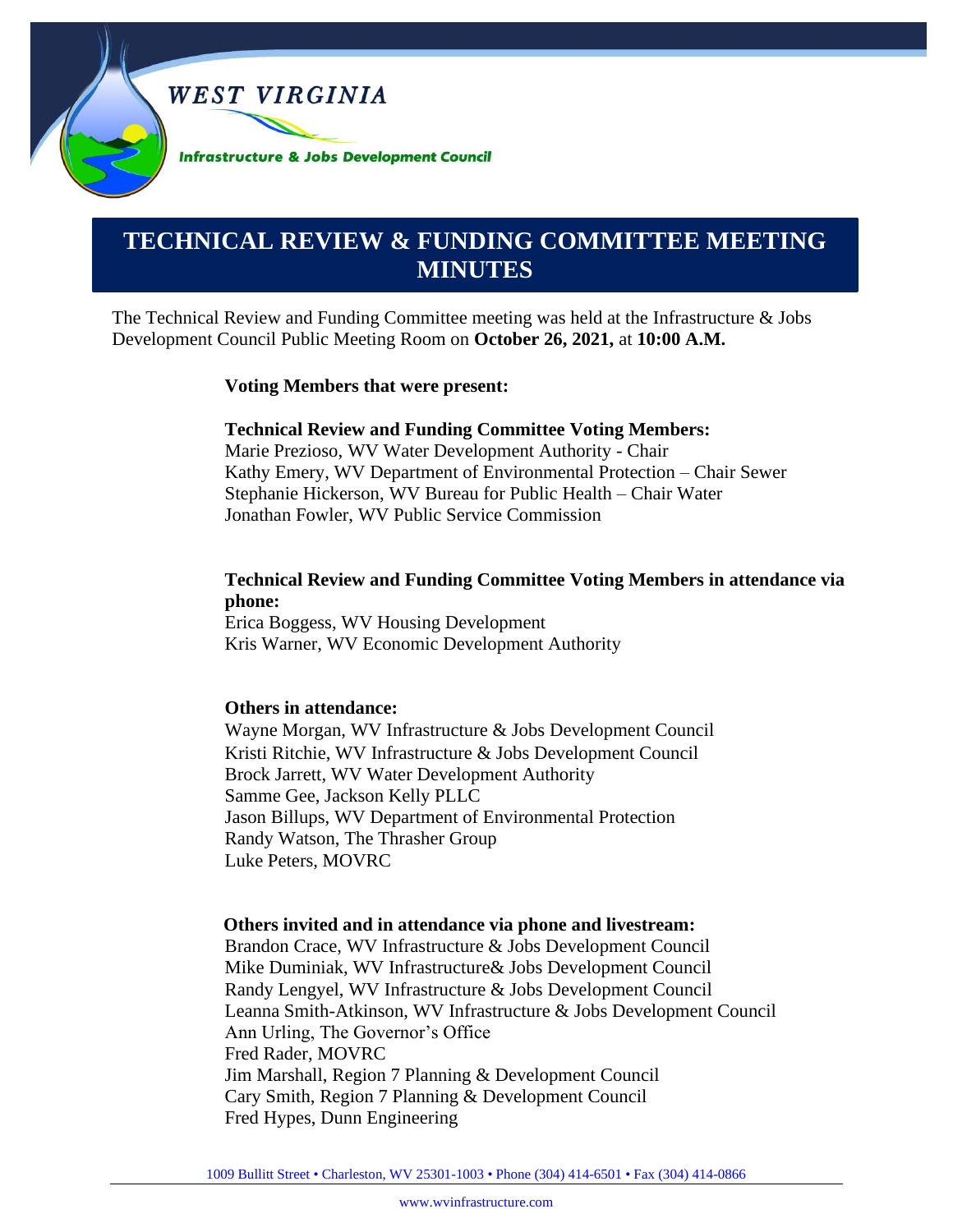WEST VIRGINIA

Infrastructure & Jobs Development Council

# TECHNICAL REVIEW & FUNDING COMMITTEE MEETING MINUTES

The Technical Review and Funding Committee meeting was held at the Infrastructure & Jobs Development Council Public Meeting Room on **October 26, 2021,** at **10:00 A.M.**

**Voting Members that were present:**

**Technical Review and Funding Committee Voting Members:**
Marie Prezioso, WV Water Development Authority - Chair
Kathy Emery, WV Department of Environmental Protection – Chair Sewer
Stephanie Hickerson, WV Bureau for Public Health – Chair Water
Jonathan Fowler, WV Public Service Commission

**Technical Review and Funding Committee Voting Members in attendance via phone:**
Erica Boggess, WV Housing Development
Kris Warner, WV Economic Development Authority

**Others in attendance:**
Wayne Morgan, WV Infrastructure & Jobs Development Council
Kristi Ritchie, WV Infrastructure & Jobs Development Council
Brock Jarrett, WV Water Development Authority
Samme Gee, Jackson Kelly PLLC
Jason Billups, WV Department of Environmental Protection
Randy Watson, The Thrasher Group
Luke Peters, MOVRC

**Others invited and in attendance via phone and livestream:**
Brandon Crace, WV Infrastructure & Jobs Development Council
Mike Duminiak, WV Infrastructure& Jobs Development Council
Randy Lengyel, WV Infrastructure & Jobs Development Council
Leanna Smith-Atkinson, WV Infrastructure & Jobs Development Council
Ann Urling, The Governor's Office
Fred Rader, MOVRC
Jim Marshall, Region 7 Planning & Development Council
Cary Smith, Region 7 Planning & Development Council
Fred Hypes, Dunn Engineering

1009 Bullitt Street • Charleston, WV 25301-1003 • Phone (304) 414-6501 • Fax (304) 414-0866
www.wvinfrastructure.com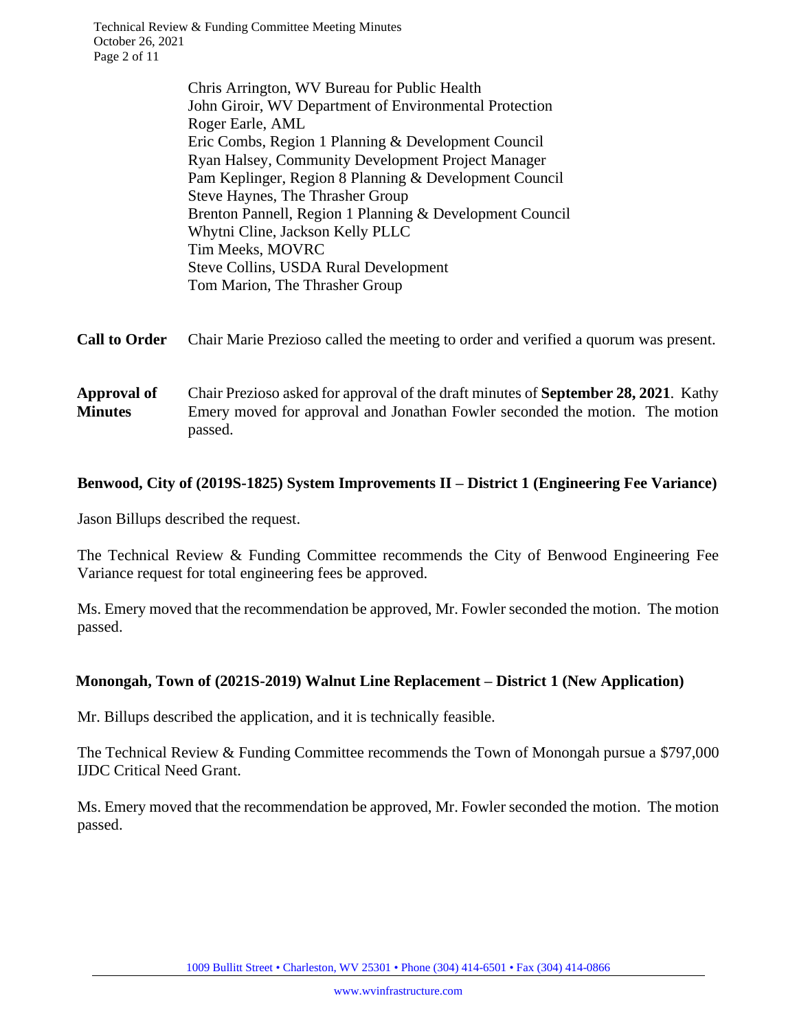Chris Arrington, WV Bureau for Public Health
John Giroir, WV Department of Environmental Protection
Roger Earle, AML
Eric Combs, Region 1 Planning & Development Council
Ryan Halsey, Community Development Project Manager
Pam Keplinger, Region 8 Planning & Development Council
Steve Haynes, The Thrasher Group
Brenton Pannell, Region 1 Planning & Development Council
Whytni Cline, Jackson Kelly PLLC
Tim Meeks, MOVRC
Steve Collins, USDA Rural Development
Tom Marion, The Thrasher Group

**Call to Order** Chair Marie Prezioso called the meeting to order and verified a quorum was present.

**Approval of Minutes** Chair Prezioso asked for approval of the draft minutes of **September 28, 2021**. Kathy Emery moved for approval and Jonathan Fowler seconded the motion. The motion passed.

**Benwood, City of (2019S-1825) System Improvements II – District 1 (Engineering Fee Variance)**

Jason Billups described the request.

The Technical Review & Funding Committee recommends the City of Benwood Engineering Fee Variance request for total engineering fees be approved.

Ms. Emery moved that the recommendation be approved, Mr. Fowler seconded the motion. The motion passed.

**Monongah, Town of (2021S-2019) Walnut Line Replacement – District 1 (New Application)**

Mr. Billups described the application, and it is technically feasible.

The Technical Review & Funding Committee recommends the Town of Monongah pursue a $797,000 IJDC Critical Need Grant.

Ms. Emery moved that the recommendation be approved, Mr. Fowler seconded the motion. The motion passed.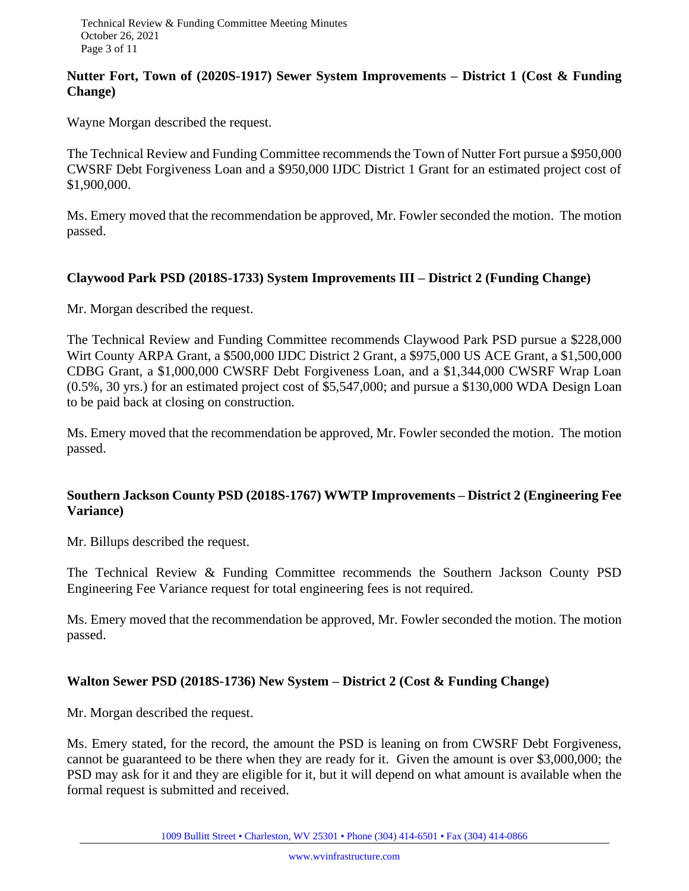**Nutter Fort, Town of (2020S-1917) Sewer System Improvements – District 1 (Cost & Funding Change)**

Wayne Morgan described the request.

The Technical Review and Funding Committee recommends the Town of Nutter Fort pursue a $950,000 CWSRF Debt Forgiveness Loan and a $950,000 IJDC District 1 Grant for an estimated project cost of $1,900,000.

Ms. Emery moved that the recommendation be approved, Mr. Fowler seconded the motion. The motion passed.

**Claywood Park PSD (2018S-1733) System Improvements III – District 2 (Funding Change)**

Mr. Morgan described the request.

The Technical Review and Funding Committee recommends Claywood Park PSD pursue a $228,000 Wirt County ARPA Grant, a $500,000 IJDC District 2 Grant, a $975,000 US ACE Grant, a $1,500,000 CDBG Grant, a $1,000,000 CWSRF Debt Forgiveness Loan, and a $1,344,000 CWSRF Wrap Loan (0.5%, 30 yrs.) for an estimated project cost of $5,547,000; and pursue a $130,000 WDA Design Loan to be paid back at closing on construction.

Ms. Emery moved that the recommendation be approved, Mr. Fowler seconded the motion. The motion passed.

**Southern Jackson County PSD (2018S-1767) WWTP Improvements – District 2 (Engineering Fee Variance)**

Mr. Billups described the request.

The Technical Review & Funding Committee recommends the Southern Jackson County PSD Engineering Fee Variance request for total engineering fees is not required.

Ms. Emery moved that the recommendation be approved, Mr. Fowler seconded the motion. The motion passed.

**Walton Sewer PSD (2018S-1736) New System – District 2 (Cost & Funding Change)**

Mr. Morgan described the request.

Ms. Emery stated, for the record, the amount the PSD is leaning on from CWSRF Debt Forgiveness, cannot be guaranteed to be there when they are ready for it. Given the amount is over $3,000,000; the PSD may ask for it and they are eligible for it, but it will depend on what amount is available when the formal request is submitted and received.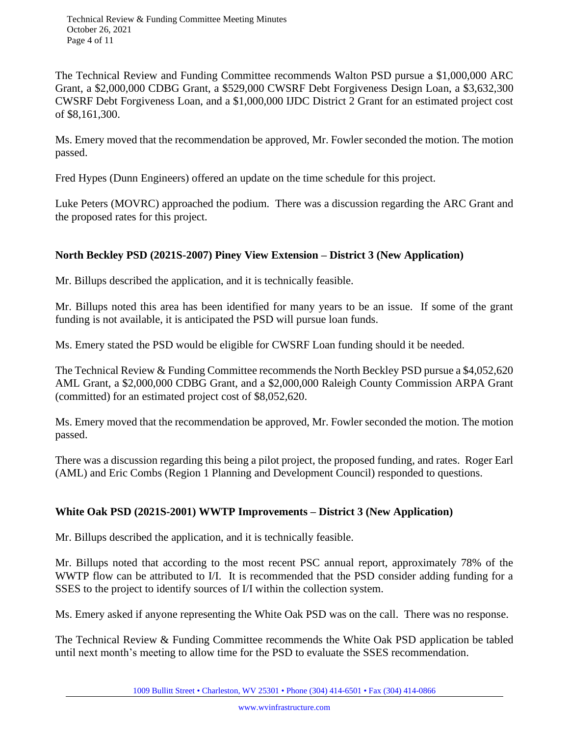The Technical Review and Funding Committee recommends Walton PSD pursue a $1,000,000 ARC Grant, a $2,000,000 CDBG Grant, a $529,000 CWSRF Debt Forgiveness Design Loan, a $3,632,300 CWSRF Debt Forgiveness Loan, and a $1,000,000 IJDC District 2 Grant for an estimated project cost of $8,161,300.

Ms. Emery moved that the recommendation be approved, Mr. Fowler seconded the motion. The motion passed.

Fred Hypes (Dunn Engineers) offered an update on the time schedule for this project.

Luke Peters (MOVRC) approached the podium. There was a discussion regarding the ARC Grant and the proposed rates for this project.

**North Beckley PSD (2021S-2007) Piney View Extension – District 3 (New Application)**

Mr. Billups described the application, and it is technically feasible.

Mr. Billups noted this area has been identified for many years to be an issue. If some of the grant funding is not available, it is anticipated the PSD will pursue loan funds.

Ms. Emery stated the PSD would be eligible for CWSRF Loan funding should it be needed.

The Technical Review & Funding Committee recommends the North Beckley PSD pursue a $4,052,620 AML Grant, a $2,000,000 CDBG Grant, and a $2,000,000 Raleigh County Commission ARPA Grant (committed) for an estimated project cost of $8,052,620.

Ms. Emery moved that the recommendation be approved, Mr. Fowler seconded the motion. The motion passed.

There was a discussion regarding this being a pilot project, the proposed funding, and rates. Roger Earl (AML) and Eric Combs (Region 1 Planning and Development Council) responded to questions.

**White Oak PSD (2021S-2001) WWTP Improvements – District 3 (New Application)**

Mr. Billups described the application, and it is technically feasible.

Mr. Billups noted that according to the most recent PSC annual report, approximately 78% of the WWTP flow can be attributed to I/I. It is recommended that the PSD consider adding funding for a SSES to the project to identify sources of I/I within the collection system.

Ms. Emery asked if anyone representing the White Oak PSD was on the call. There was no response.

The Technical Review & Funding Committee recommends the White Oak PSD application be tabled until next month's meeting to allow time for the PSD to evaluate the SSES recommendation.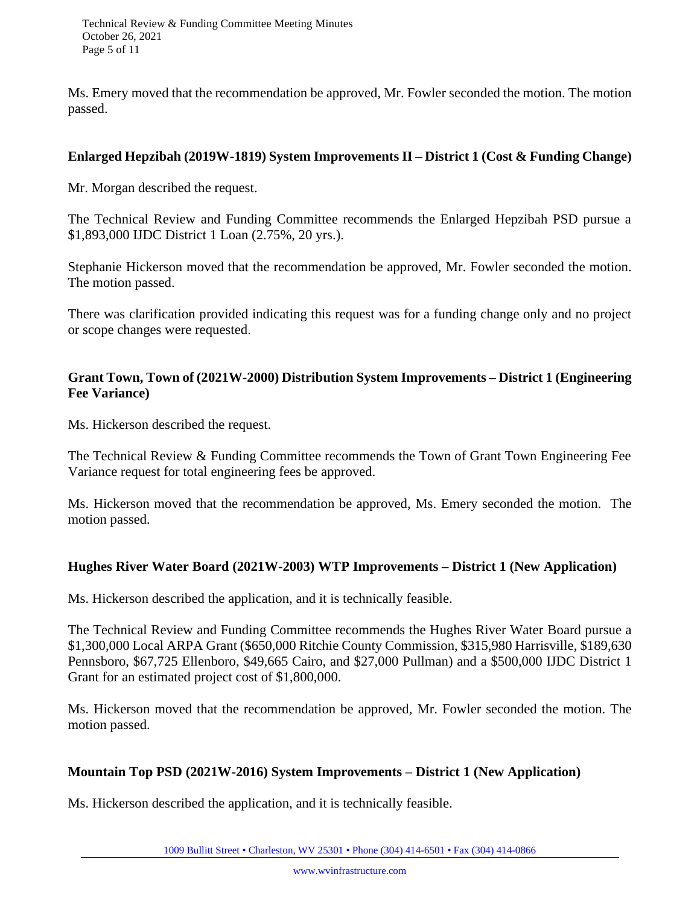Ms. Emery moved that the recommendation be approved, Mr. Fowler seconded the motion. The motion passed.

**Enlarged Hepzibah (2019W-1819) System Improvements II – District 1 (Cost & Funding Change)**

Mr. Morgan described the request.

The Technical Review and Funding Committee recommends the Enlarged Hepzibah PSD pursue a $1,893,000 IJDC District 1 Loan (2.75%, 20 yrs.).

Stephanie Hickerson moved that the recommendation be approved, Mr. Fowler seconded the motion. The motion passed.

There was clarification provided indicating this request was for a funding change only and no project or scope changes were requested.

**Grant Town, Town of (2021W-2000) Distribution System Improvements – District 1 (Engineering Fee Variance)**

Ms. Hickerson described the request.

The Technical Review & Funding Committee recommends the Town of Grant Town Engineering Fee Variance request for total engineering fees be approved.

Ms. Hickerson moved that the recommendation be approved, Ms. Emery seconded the motion. The motion passed.

**Hughes River Water Board (2021W-2003) WTP Improvements – District 1 (New Application)**

Ms. Hickerson described the application, and it is technically feasible.

The Technical Review and Funding Committee recommends the Hughes River Water Board pursue a $1,300,000 Local ARPA Grant ($650,000 Ritchie County Commission, $315,980 Harrisville, $189,630 Pennsboro, $67,725 Ellenboro, $49,665 Cairo, and $27,000 Pullman) and a $500,000 IJDC District 1 Grant for an estimated project cost of $1,800,000.

Ms. Hickerson moved that the recommendation be approved, Mr. Fowler seconded the motion. The motion passed.

**Mountain Top PSD (2021W-2016) System Improvements – District 1 (New Application)**

Ms. Hickerson described the application, and it is technically feasible.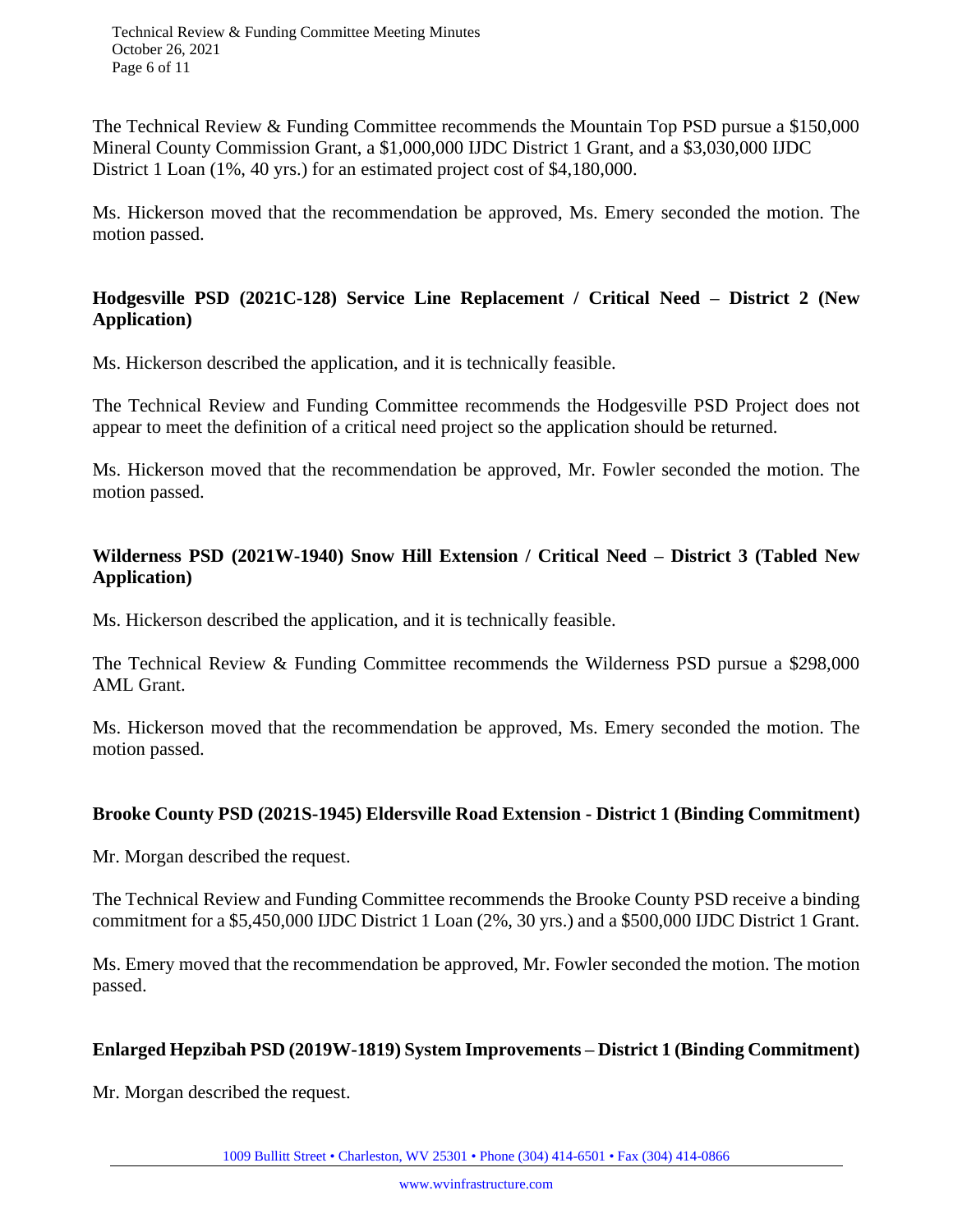The Technical Review & Funding Committee recommends the Mountain Top PSD pursue a $150,000 Mineral County Commission Grant, a $1,000,000 IJDC District 1 Grant, and a $3,030,000 IJDC District 1 Loan (1%, 40 yrs.) for an estimated project cost of $4,180,000.

Ms. Hickerson moved that the recommendation be approved, Ms. Emery seconded the motion. The motion passed.

**Hodgesville PSD (2021C-128) Service Line Replacement / Critical Need – District 2 (New Application)**

Ms. Hickerson described the application, and it is technically feasible.

The Technical Review and Funding Committee recommends the Hodgesville PSD Project does not appear to meet the definition of a critical need project so the application should be returned.

Ms. Hickerson moved that the recommendation be approved, Mr. Fowler seconded the motion. The motion passed.

**Wilderness PSD (2021W-1940) Snow Hill Extension / Critical Need – District 3 (Tabled New Application)**

Ms. Hickerson described the application, and it is technically feasible.

The Technical Review & Funding Committee recommends the Wilderness PSD pursue a $298,000 AML Grant.

Ms. Hickerson moved that the recommendation be approved, Ms. Emery seconded the motion. The motion passed.

**Brooke County PSD (2021S-1945) Eldersville Road Extension - District 1 (Binding Commitment)**

Mr. Morgan described the request.

The Technical Review and Funding Committee recommends the Brooke County PSD receive a binding commitment for a $5,450,000 IJDC District 1 Loan (2%, 30 yrs.) and a $500,000 IJDC District 1 Grant.

Ms. Emery moved that the recommendation be approved, Mr. Fowler seconded the motion. The motion passed.

**Enlarged Hepzibah PSD (2019W-1819) System Improvements – District 1 (Binding Commitment)**

Mr. Morgan described the request.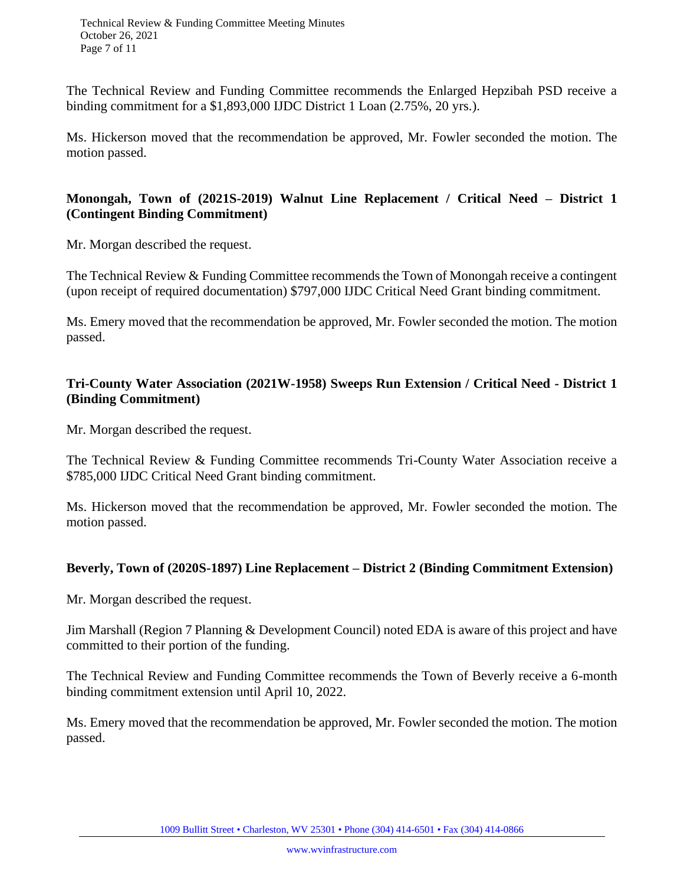The Technical Review and Funding Committee recommends the Enlarged Hepzibah PSD receive a binding commitment for a $1,893,000 IJDC District 1 Loan (2.75%, 20 yrs.).

Ms. Hickerson moved that the recommendation be approved, Mr. Fowler seconded the motion. The motion passed.

**Monongah, Town of (2021S-2019) Walnut Line Replacement / Critical Need – District 1 (Contingent Binding Commitment)**

Mr. Morgan described the request.

The Technical Review & Funding Committee recommends the Town of Monongah receive a contingent (upon receipt of required documentation) $797,000 IJDC Critical Need Grant binding commitment.

Ms. Emery moved that the recommendation be approved, Mr. Fowler seconded the motion. The motion passed.

**Tri-County Water Association (2021W-1958) Sweeps Run Extension / Critical Need - District 1 (Binding Commitment)**

Mr. Morgan described the request.

The Technical Review & Funding Committee recommends Tri-County Water Association receive a $785,000 IJDC Critical Need Grant binding commitment.

Ms. Hickerson moved that the recommendation be approved, Mr. Fowler seconded the motion. The motion passed.

**Beverly, Town of (2020S-1897) Line Replacement – District 2 (Binding Commitment Extension)**

Mr. Morgan described the request.

Jim Marshall (Region 7 Planning & Development Council) noted EDA is aware of this project and have committed to their portion of the funding.

The Technical Review and Funding Committee recommends the Town of Beverly receive a 6-month binding commitment extension until April 10, 2022.

Ms. Emery moved that the recommendation be approved, Mr. Fowler seconded the motion. The motion passed.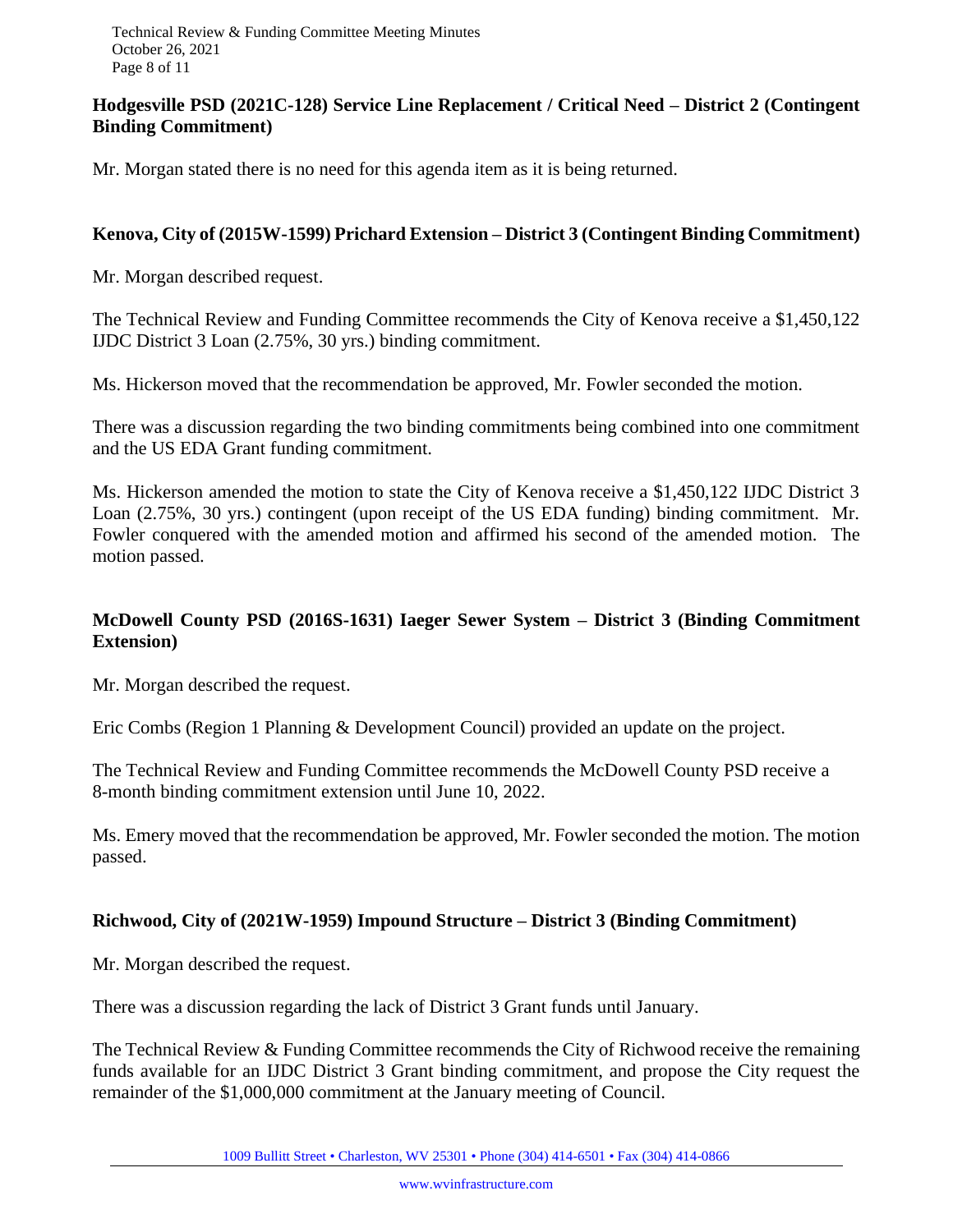**Hodgesville PSD (2021C-128) Service Line Replacement / Critical Need – District 2 (Contingent Binding Commitment)**

Mr. Morgan stated there is no need for this agenda item as it is being returned.

**Kenova, City of (2015W-1599) Prichard Extension – District 3 (Contingent Binding Commitment)**

Mr. Morgan described request.

The Technical Review and Funding Committee recommends the City of Kenova receive a $1,450,122 IJDC District 3 Loan (2.75%, 30 yrs.) binding commitment.

Ms. Hickerson moved that the recommendation be approved, Mr. Fowler seconded the motion.

There was a discussion regarding the two binding commitments being combined into one commitment and the US EDA Grant funding commitment.

Ms. Hickerson amended the motion to state the City of Kenova receive a $1,450,122 IJDC District 3 Loan (2.75%, 30 yrs.) contingent (upon receipt of the US EDA funding) binding commitment. Mr. Fowler conquered with the amended motion and affirmed his second of the amended motion. The motion passed.

**McDowell County PSD (2016S-1631) Iaeger Sewer System – District 3 (Binding Commitment Extension)**

Mr. Morgan described the request.

Eric Combs (Region 1 Planning & Development Council) provided an update on the project.

The Technical Review and Funding Committee recommends the McDowell County PSD receive a 8-month binding commitment extension until June 10, 2022.

Ms. Emery moved that the recommendation be approved, Mr. Fowler seconded the motion. The motion passed.

**Richwood, City of (2021W-1959) Impound Structure – District 3 (Binding Commitment)**

Mr. Morgan described the request.

There was a discussion regarding the lack of District 3 Grant funds until January.

The Technical Review & Funding Committee recommends the City of Richwood receive the remaining funds available for an IJDC District 3 Grant binding commitment, and propose the City request the remainder of the $1,000,000 commitment at the January meeting of Council.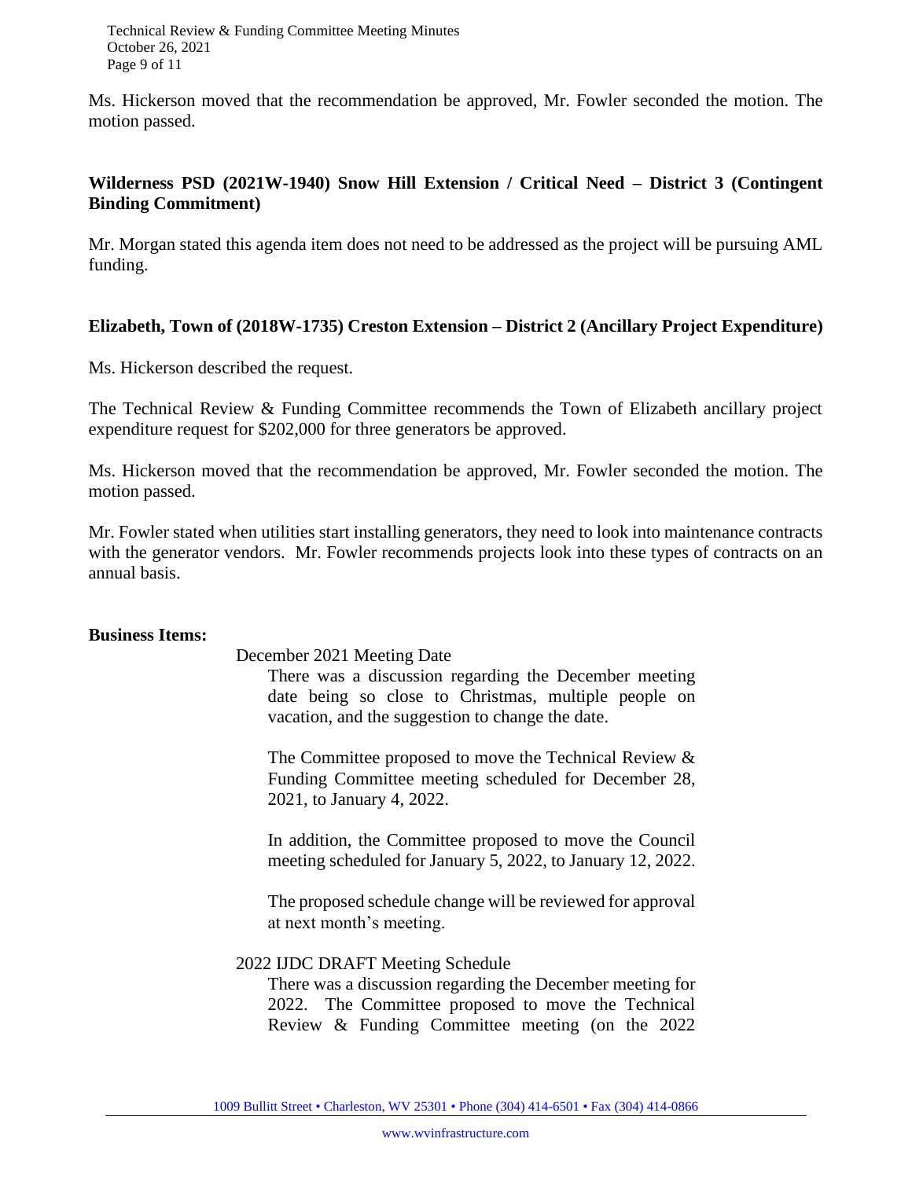Ms. Hickerson moved that the recommendation be approved, Mr. Fowler seconded the motion. The motion passed.

**Wilderness PSD (2021W-1940) Snow Hill Extension / Critical Need – District 3 (Contingent Binding Commitment)**

Mr. Morgan stated this agenda item does not need to be addressed as the project will be pursuing AML funding.

**Elizabeth, Town of (2018W-1735) Creston Extension – District 2 (Ancillary Project Expenditure)**

Ms. Hickerson described the request.

The Technical Review & Funding Committee recommends the Town of Elizabeth ancillary project expenditure request for $202,000 for three generators be approved.

Ms. Hickerson moved that the recommendation be approved, Mr. Fowler seconded the motion. The motion passed.

Mr. Fowler stated when utilities start installing generators, they need to look into maintenance contracts with the generator vendors. Mr. Fowler recommends projects look into these types of contracts on an annual basis.

**Business Items:**

December 2021 Meeting Date

There was a discussion regarding the December meeting date being so close to Christmas, multiple people on vacation, and the suggestion to change the date.

The Committee proposed to move the Technical Review & Funding Committee meeting scheduled for December 28, 2021, to January 4, 2022.

In addition, the Committee proposed to move the Council meeting scheduled for January 5, 2022, to January 12, 2022.

The proposed schedule change will be reviewed for approval at next month's meeting.

2022 IJDC DRAFT Meeting Schedule

There was a discussion regarding the December meeting for 2022. The Committee proposed to move the Technical Review & Funding Committee meeting (on the 2022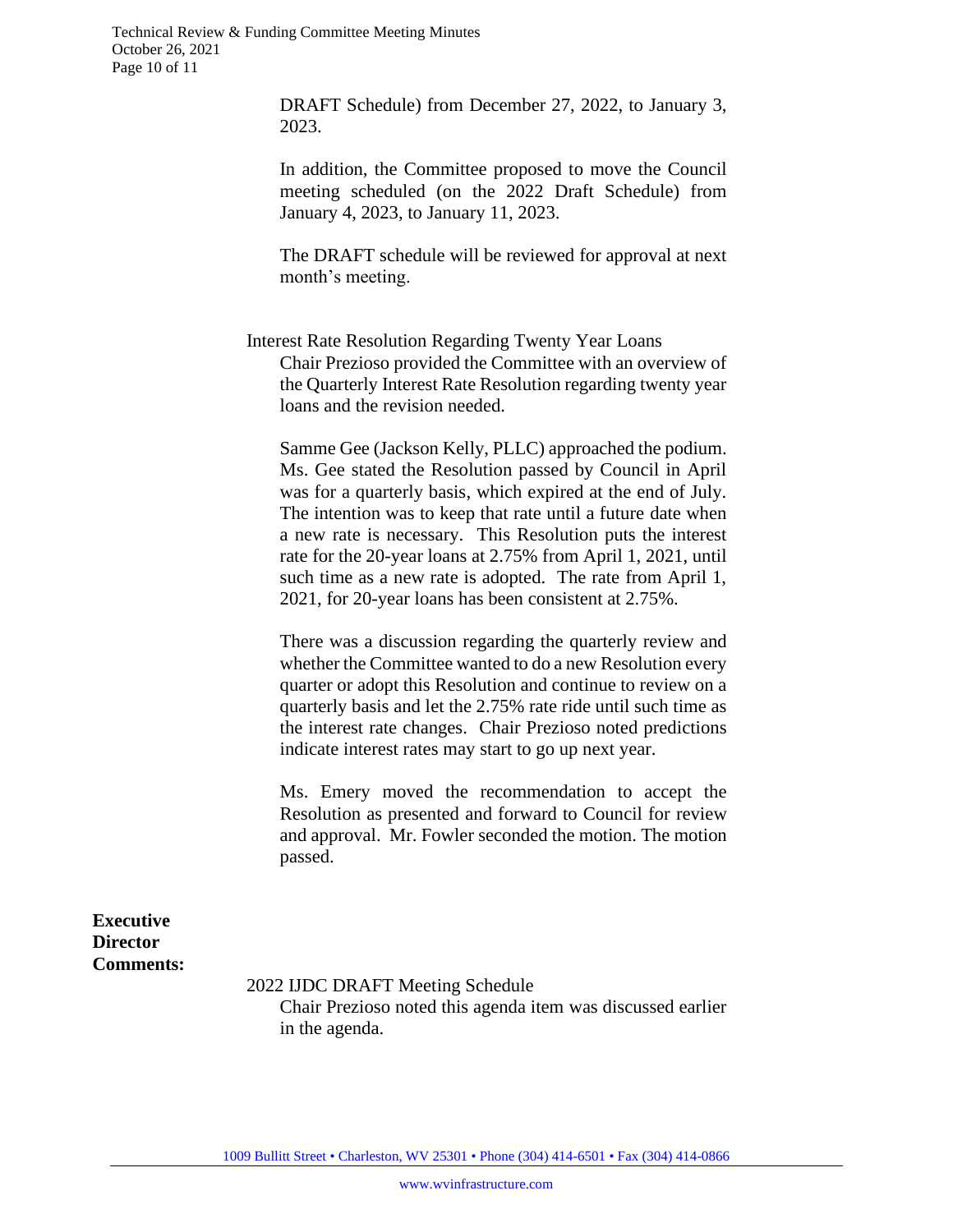DRAFT Schedule) from December 27, 2022, to January 3, 2023.

In addition, the Committee proposed to move the Council meeting scheduled (on the 2022 Draft Schedule) from January 4, 2023, to January 11, 2023.

The DRAFT schedule will be reviewed for approval at next month's meeting.

Interest Rate Resolution Regarding Twenty Year Loans

Chair Prezioso provided the Committee with an overview of the Quarterly Interest Rate Resolution regarding twenty year loans and the revision needed.

Samme Gee (Jackson Kelly, PLLC) approached the podium. Ms. Gee stated the Resolution passed by Council in April was for a quarterly basis, which expired at the end of July. The intention was to keep that rate until a future date when a new rate is necessary. This Resolution puts the interest rate for the 20-year loans at 2.75% from April 1, 2021, until such time as a new rate is adopted. The rate from April 1, 2021, for 20-year loans has been consistent at 2.75%.

There was a discussion regarding the quarterly review and whether the Committee wanted to do a new Resolution every quarter or adopt this Resolution and continue to review on a quarterly basis and let the 2.75% rate ride until such time as the interest rate changes. Chair Prezioso noted predictions indicate interest rates may start to go up next year.

Ms. Emery moved the recommendation to accept the Resolution as presented and forward to Council for review and approval. Mr. Fowler seconded the motion. The motion passed.

**Executive Director Comments:**

2022 IJDC DRAFT Meeting Schedule

Chair Prezioso noted this agenda item was discussed earlier in the agenda.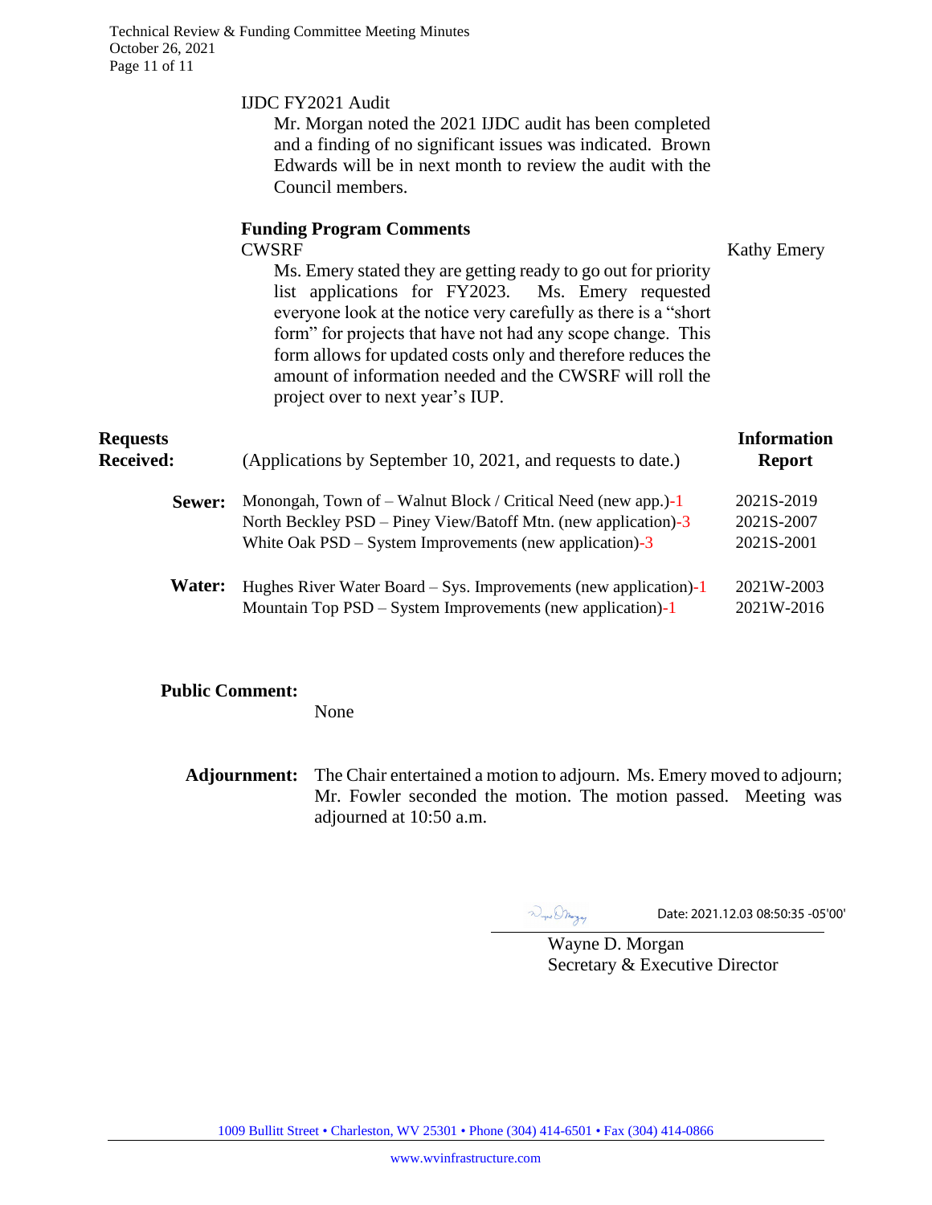IJDC FY2021 Audit

Mr. Morgan noted the 2021 IJDC audit has been completed and a finding of no significant issues was indicated. Brown Edwards will be in next month to review the audit with the Council members.

**Funding Program Comments**

CWSRF — Kathy Emery

Ms. Emery stated they are getting ready to go out for priority list applications for FY2023. Ms. Emery requested everyone look at the notice very carefully as there is a "short form" for projects that have not had any scope change. This form allows for updated costs only and therefore reduces the amount of information needed and the CWSRF will roll the project over to next year's IUP.

| **Requests Received:** | (Applications by September 10, 2021, and requests to date.) | **Information Report** |
|---|---|---|
| **Sewer:** | Monongah, Town of – Walnut Block / Critical Need (new app.)-1 | 2021S-2019 |
| | North Beckley PSD – Piney View/Batoff Mtn. (new application)-3 | 2021S-2007 |
| | White Oak PSD – System Improvements (new application)-3 | 2021S-2001 |
| **Water:** | Hughes River Water Board – Sys. Improvements (new application)-1 | 2021W-2003 |
| | Mountain Top PSD – System Improvements (new application)-1 | 2021W-2016 |

**Public Comment:**

None

**Adjournment:** The Chair entertained a motion to adjourn. Ms. Emery moved to adjourn; Mr. Fowler seconded the motion. The motion passed. Meeting was adjourned at 10:50 a.m.

Date: 2021.12.03 08:50:35 -05'00'

Wayne D. Morgan
Secretary & Executive Director

1009 Bullitt Street • Charleston, WV 25301 • Phone (304) 414-6501 • Fax (304) 414-0866

www.wvinfrastructure.com